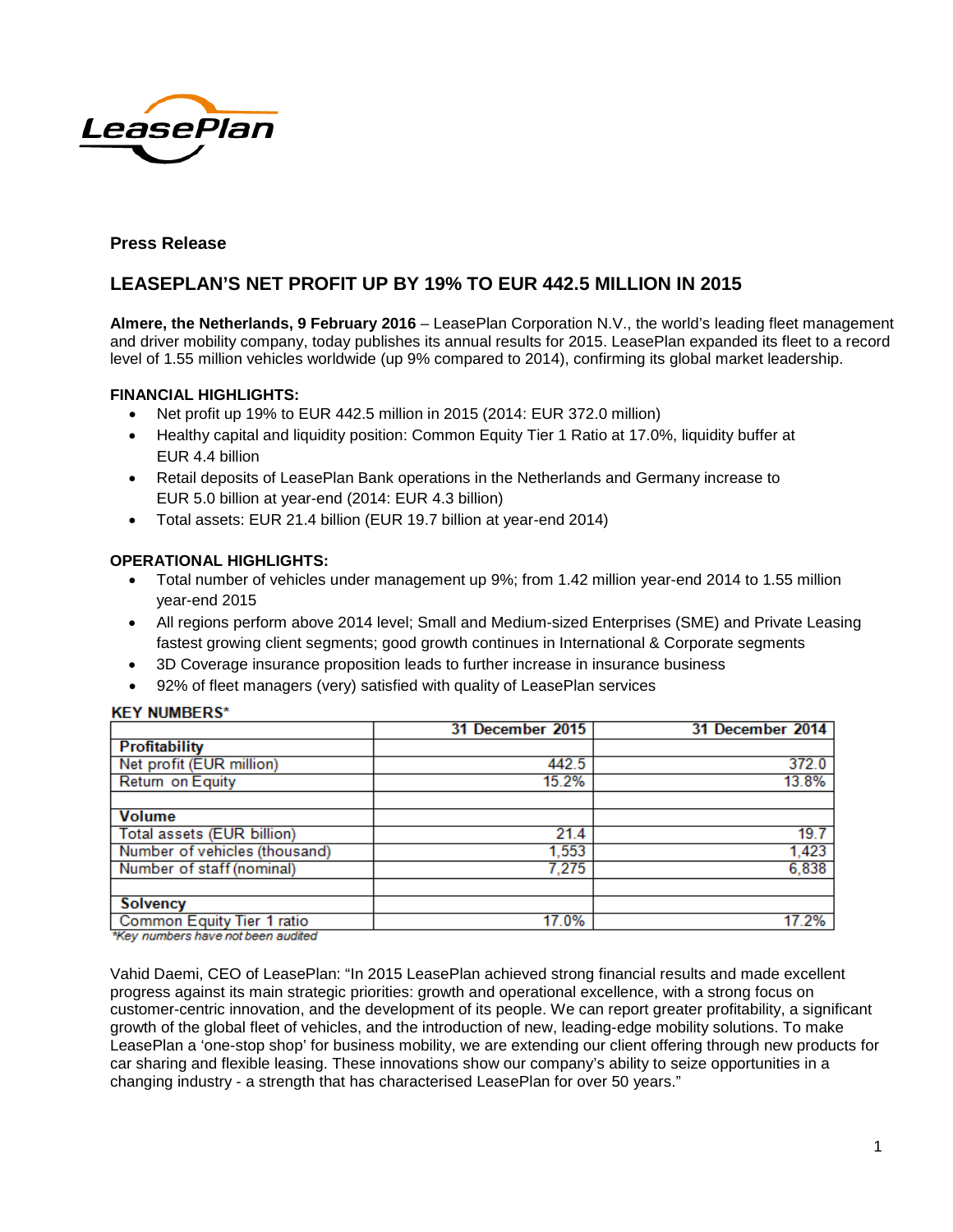LeasePlan

**Press Release**

## LEASEPLAN'S NET PROFIT UP BY 19% TO EUR 442.5 MILLION IN 2015

**Almere, the Netherlands, 9 February 2016** – LeasePlan Corporation N.V., the world's leading fleet management and driver mobility company, today publishes its annual results for 2015. LeasePlan expanded its fleet to a record level of 1.55 million vehicles worldwide (up 9% compared to 2014), confirming its global market leadership.

**FINANCIAL HIGHLIGHTS:**

- Net profit up 19% to EUR 442.5 million in 2015 (2014: EUR 372.0 million)
- Healthy capital and liquidity position: Common Equity Tier 1 Ratio at 17.0%, liquidity buffer at EUR 4.4 billion
- Retail deposits of LeasePlan Bank operations in the Netherlands and Germany increase to EUR 5.0 billion at year-end (2014: EUR 4.3 billion)
- Total assets: EUR 21.4 billion (EUR 19.7 billion at year-end 2014)

**OPERATIONAL HIGHLIGHTS:**

- Total number of vehicles under management up 9%; from 1.42 million year-end 2014 to 1.55 million year-end 2015
- All regions perform above 2014 level; Small and Medium-sized Enterprises (SME) and Private Leasing fastest growing client segments; good growth continues in International & Corporate segments
- 3D Coverage insurance proposition leads to further increase in insurance business
- 92% of fleet managers (very) satisfied with quality of LeasePlan services

**KEY NUMBERS***

| | 31 December 2015 | 31 December 2014 |
|---|---|---|
| **Profitability** | | |
| Net profit (EUR million) | 442.5 | 372.0 |
| Return on Equity | 15.2% | 13.8% |
| | | |
| **Volume** | | |
| Total assets (EUR billion) | 21.4 | 19.7 |
| Number of vehicles (thousand) | 1,553 | 1,423 |
| Number of staff (nominal) | 7,275 | 6,838 |
| | | |
| **Solvency** | | |
| Common Equity Tier 1 ratio | 17.0% | 17.2% |

*\*Key numbers have not been audited*

Vahid Daemi, CEO of LeasePlan: "In 2015 LeasePlan achieved strong financial results and made excellent progress against its main strategic priorities: growth and operational excellence, with a strong focus on customer-centric innovation, and the development of its people. We can report greater profitability, a significant growth of the global fleet of vehicles, and the introduction of new, leading-edge mobility solutions. To make LeasePlan a 'one-stop shop' for business mobility, we are extending our client offering through new products for car sharing and flexible leasing. These innovations show our company's ability to seize opportunities in a changing industry - a strength that has characterised LeasePlan for over 50 years."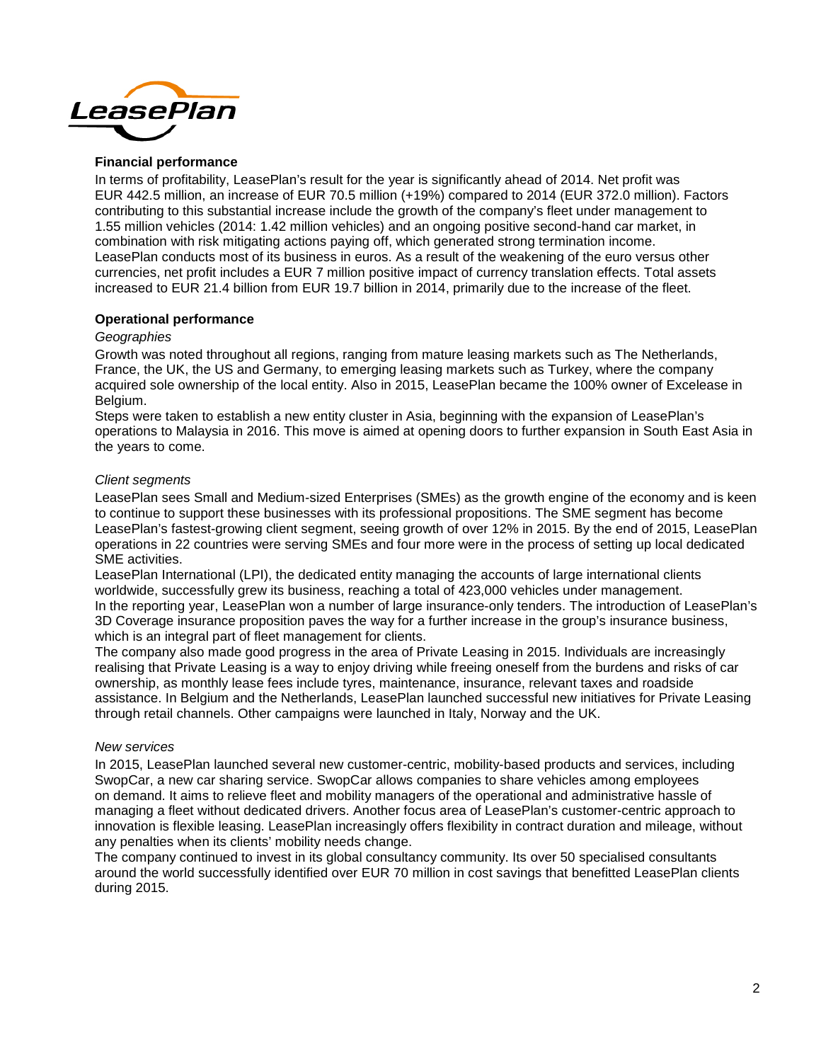## Financial performance

In terms of profitability, LeasePlan's result for the year is significantly ahead of 2014. Net profit was EUR 442.5 million, an increase of EUR 70.5 million (+19%) compared to 2014 (EUR 372.0 million). Factors contributing to this substantial increase include the growth of the company's fleet under management to 1.55 million vehicles (2014: 1.42 million vehicles) and an ongoing positive second-hand car market, in combination with risk mitigating actions paying off, which generated strong termination income. LeasePlan conducts most of its business in euros. As a result of the weakening of the euro versus other currencies, net profit includes a EUR 7 million positive impact of currency translation effects. Total assets increased to EUR 21.4 billion from EUR 19.7 billion in 2014, primarily due to the increase of the fleet.

## Operational performance

*Geographies*

Growth was noted throughout all regions, ranging from mature leasing markets such as The Netherlands, France, the UK, the US and Germany, to emerging leasing markets such as Turkey, where the company acquired sole ownership of the local entity. Also in 2015, LeasePlan became the 100% owner of Excelease in Belgium.

Steps were taken to establish a new entity cluster in Asia, beginning with the expansion of LeasePlan's operations to Malaysia in 2016. This move is aimed at opening doors to further expansion in South East Asia in the years to come.

*Client segments*

LeasePlan sees Small and Medium-sized Enterprises (SMEs) as the growth engine of the economy and is keen to continue to support these businesses with its professional propositions. The SME segment has become LeasePlan's fastest-growing client segment, seeing growth of over 12% in 2015. By the end of 2015, LeasePlan operations in 22 countries were serving SMEs and four more were in the process of setting up local dedicated SME activities.

LeasePlan International (LPI), the dedicated entity managing the accounts of large international clients worldwide, successfully grew its business, reaching a total of 423,000 vehicles under management.

In the reporting year, LeasePlan won a number of large insurance-only tenders. The introduction of LeasePlan's 3D Coverage insurance proposition paves the way for a further increase in the group's insurance business, which is an integral part of fleet management for clients.

The company also made good progress in the area of Private Leasing in 2015. Individuals are increasingly realising that Private Leasing is a way to enjoy driving while freeing oneself from the burdens and risks of car ownership, as monthly lease fees include tyres, maintenance, insurance, relevant taxes and roadside assistance. In Belgium and the Netherlands, LeasePlan launched successful new initiatives for Private Leasing through retail channels. Other campaigns were launched in Italy, Norway and the UK.

*New services*

In 2015, LeasePlan launched several new customer-centric, mobility-based products and services, including SwopCar, a new car sharing service. SwopCar allows companies to share vehicles among employees on demand. It aims to relieve fleet and mobility managers of the operational and administrative hassle of managing a fleet without dedicated drivers. Another focus area of LeasePlan's customer-centric approach to innovation is flexible leasing. LeasePlan increasingly offers flexibility in contract duration and mileage, without any penalties when its clients' mobility needs change.

The company continued to invest in its global consultancy community. Its over 50 specialised consultants around the world successfully identified over EUR 70 million in cost savings that benefitted LeasePlan clients during 2015.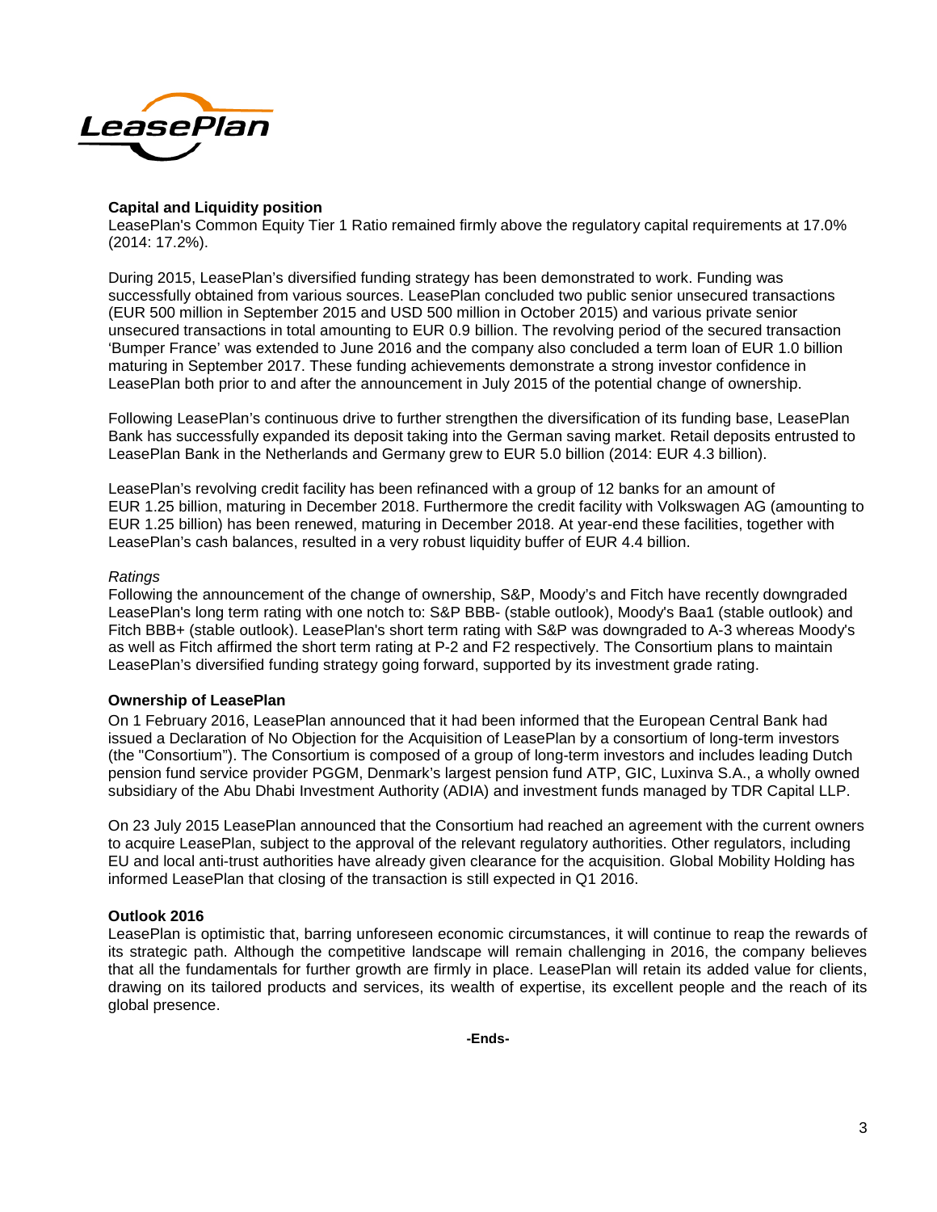**Capital and Liquidity position**

LeasePlan's Common Equity Tier 1 Ratio remained firmly above the regulatory capital requirements at 17.0% (2014: 17.2%).

During 2015, LeasePlan's diversified funding strategy has been demonstrated to work. Funding was successfully obtained from various sources. LeasePlan concluded two public senior unsecured transactions (EUR 500 million in September 2015 and USD 500 million in October 2015) and various private senior unsecured transactions in total amounting to EUR 0.9 billion. The revolving period of the secured transaction 'Bumper France' was extended to June 2016 and the company also concluded a term loan of EUR 1.0 billion maturing in September 2017. These funding achievements demonstrate a strong investor confidence in LeasePlan both prior to and after the announcement in July 2015 of the potential change of ownership.

Following LeasePlan's continuous drive to further strengthen the diversification of its funding base, LeasePlan Bank has successfully expanded its deposit taking into the German saving market. Retail deposits entrusted to LeasePlan Bank in the Netherlands and Germany grew to EUR 5.0 billion (2014: EUR 4.3 billion).

LeasePlan's revolving credit facility has been refinanced with a group of 12 banks for an amount of EUR 1.25 billion, maturing in December 2018. Furthermore the credit facility with Volkswagen AG (amounting to EUR 1.25 billion) has been renewed, maturing in December 2018. At year-end these facilities, together with LeasePlan's cash balances, resulted in a very robust liquidity buffer of EUR 4.4 billion.

*Ratings*

Following the announcement of the change of ownership, S&P, Moody's and Fitch have recently downgraded LeasePlan's long term rating with one notch to: S&P BBB- (stable outlook), Moody's Baa1 (stable outlook) and Fitch BBB+ (stable outlook). LeasePlan's short term rating with S&P was downgraded to A-3 whereas Moody's as well as Fitch affirmed the short term rating at P-2 and F2 respectively. The Consortium plans to maintain LeasePlan's diversified funding strategy going forward, supported by its investment grade rating.

**Ownership of LeasePlan**

On 1 February 2016, LeasePlan announced that it had been informed that the European Central Bank had issued a Declaration of No Objection for the Acquisition of LeasePlan by a consortium of long-term investors (the "Consortium"). The Consortium is composed of a group of long-term investors and includes leading Dutch pension fund service provider PGGM, Denmark's largest pension fund ATP, GIC, Luxinva S.A., a wholly owned subsidiary of the Abu Dhabi Investment Authority (ADIA) and investment funds managed by TDR Capital LLP.

On 23 July 2015 LeasePlan announced that the Consortium had reached an agreement with the current owners to acquire LeasePlan, subject to the approval of the relevant regulatory authorities. Other regulators, including EU and local anti-trust authorities have already given clearance for the acquisition. Global Mobility Holding has informed LeasePlan that closing of the transaction is still expected in Q1 2016.

**Outlook 2016**

LeasePlan is optimistic that, barring unforeseen economic circumstances, it will continue to reap the rewards of its strategic path. Although the competitive landscape will remain challenging in 2016, the company believes that all the fundamentals for further growth are firmly in place. LeasePlan will retain its added value for clients, drawing on its tailored products and services, its wealth of expertise, its excellent people and the reach of its global presence.

**-Ends-**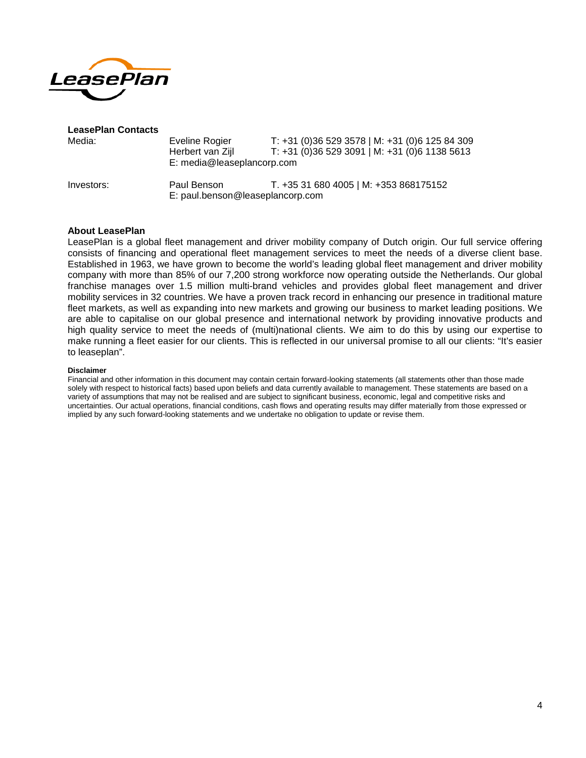LeasePlan

**LeasePlan Contacts**

| | | |
|---|---|---|
| Media: | Eveline Rogier | T: +31 (0)36 529 3578 \| M: +31 (0)6 125 84 309 |
| | Herbert van Zijl | T: +31 (0)36 529 3091 \| M: +31 (0)6 1138 5613 |
| | E: media@leaseplancorp.com | |
| Investors: | Paul Benson | T. +35 31 680 4005 \| M: +353 868175152 |
| | E: paul.benson@leaseplancorp.com | |

**About LeasePlan**

LeasePlan is a global fleet management and driver mobility company of Dutch origin. Our full service offering consists of financing and operational fleet management services to meet the needs of a diverse client base. Established in 1963, we have grown to become the world's leading global fleet management and driver mobility company with more than 85% of our 7,200 strong workforce now operating outside the Netherlands. Our global franchise manages over 1.5 million multi-brand vehicles and provides global fleet management and driver mobility services in 32 countries. We have a proven track record in enhancing our presence in traditional mature fleet markets, as well as expanding into new markets and growing our business to market leading positions. We are able to capitalise on our global presence and international network by providing innovative products and high quality service to meet the needs of (multi)national clients. We aim to do this by using our expertise to make running a fleet easier for our clients. This is reflected in our universal promise to all our clients: "It's easier to leaseplan".

**Disclaimer**

Financial and other information in this document may contain certain forward-looking statements (all statements other than those made solely with respect to historical facts) based upon beliefs and data currently available to management. These statements are based on a variety of assumptions that may not be realised and are subject to significant business, economic, legal and competitive risks and uncertainties. Our actual operations, financial conditions, cash flows and operating results may differ materially from those expressed or implied by any such forward-looking statements and we undertake no obligation to update or revise them.